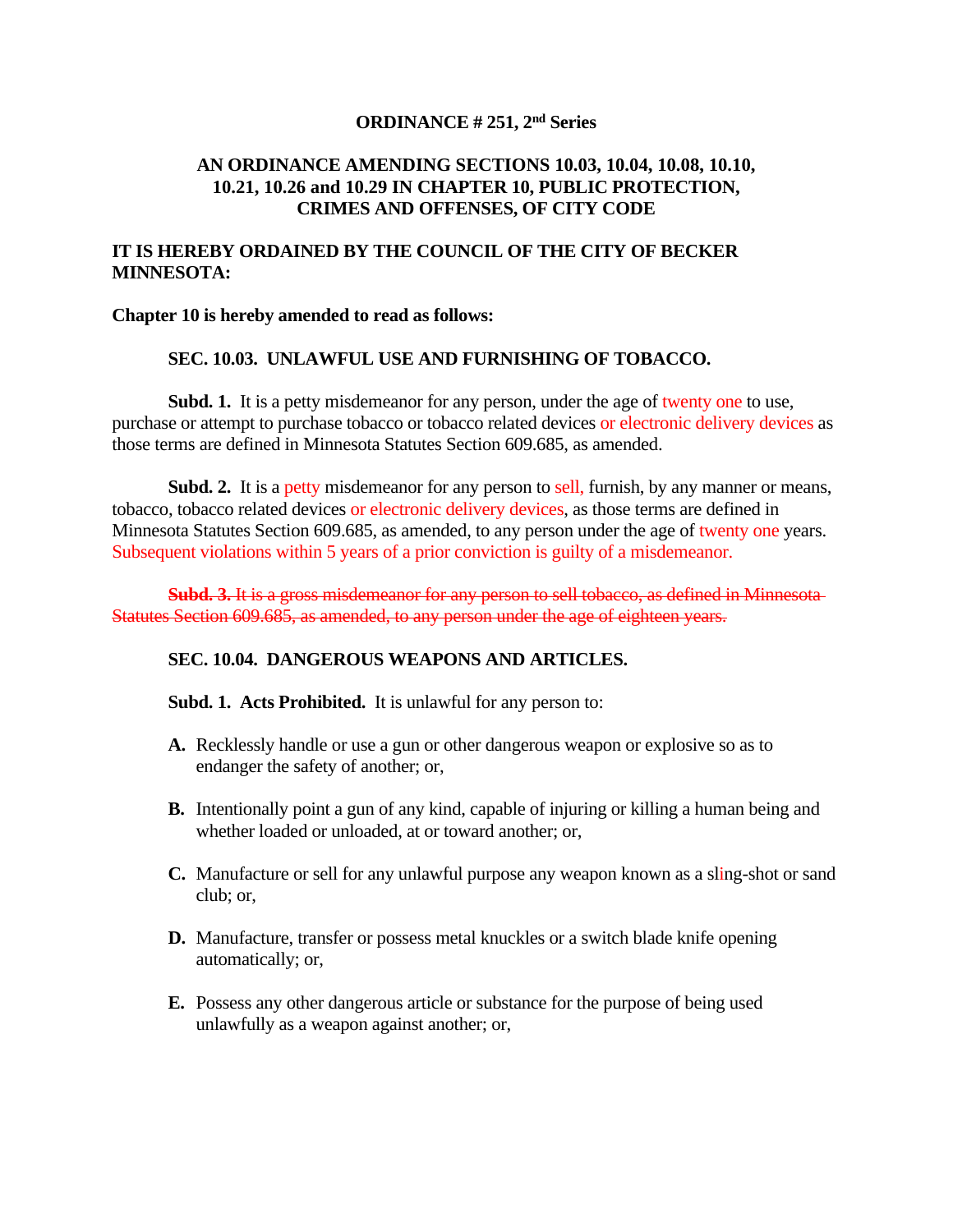**ORDINANCE # 251, 2nd Series**

**AN ORDINANCE AMENDING SECTIONS 10.03, 10.04, 10.08, 10.10, 10.21, 10.26 and 10.29 IN CHAPTER 10, PUBLIC PROTECTION, CRIMES AND OFFENSES, OF CITY CODE**

**IT IS HEREBY ORDAINED BY THE COUNCIL OF THE CITY OF BECKER MINNESOTA:**

**Chapter 10 is hereby amended to read as follows:**

**SEC. 10.03. UNLAWFUL USE AND FURNISHING OF TOBACCO.**

**Subd. 1.** It is a petty misdemeanor for any person, under the age of twenty one to use, purchase or attempt to purchase tobacco or tobacco related devices or electronic delivery devices as those terms are defined in Minnesota Statutes Section 609.685, as amended.

**Subd. 2.** It is a petty misdemeanor for any person to sell, furnish, by any manner or means, tobacco, tobacco related devices or electronic delivery devices, as those terms are defined in Minnesota Statutes Section 609.685, as amended, to any person under the age of twenty one years. Subsequent violations within 5 years of a prior conviction is guilty of a misdemeanor.

~~**Subd. 3.** It is a gross misdemeanor for any person to sell tobacco, as defined in Minnesota Statutes Section 609.685, as amended, to any person under the age of eighteen years.~~

**SEC. 10.04. DANGEROUS WEAPONS AND ARTICLES.**

**Subd. 1. Acts Prohibited.** It is unlawful for any person to:

**A.** Recklessly handle or use a gun or other dangerous weapon or explosive so as to endanger the safety of another; or,

**B.** Intentionally point a gun of any kind, capable of injuring or killing a human being and whether loaded or unloaded, at or toward another; or,

**C.** Manufacture or sell for any unlawful purpose any weapon known as a sling-shot or sand club; or,

**D.** Manufacture, transfer or possess metal knuckles or a switch blade knife opening automatically; or,

**E.** Possess any other dangerous article or substance for the purpose of being used unlawfully as a weapon against another; or,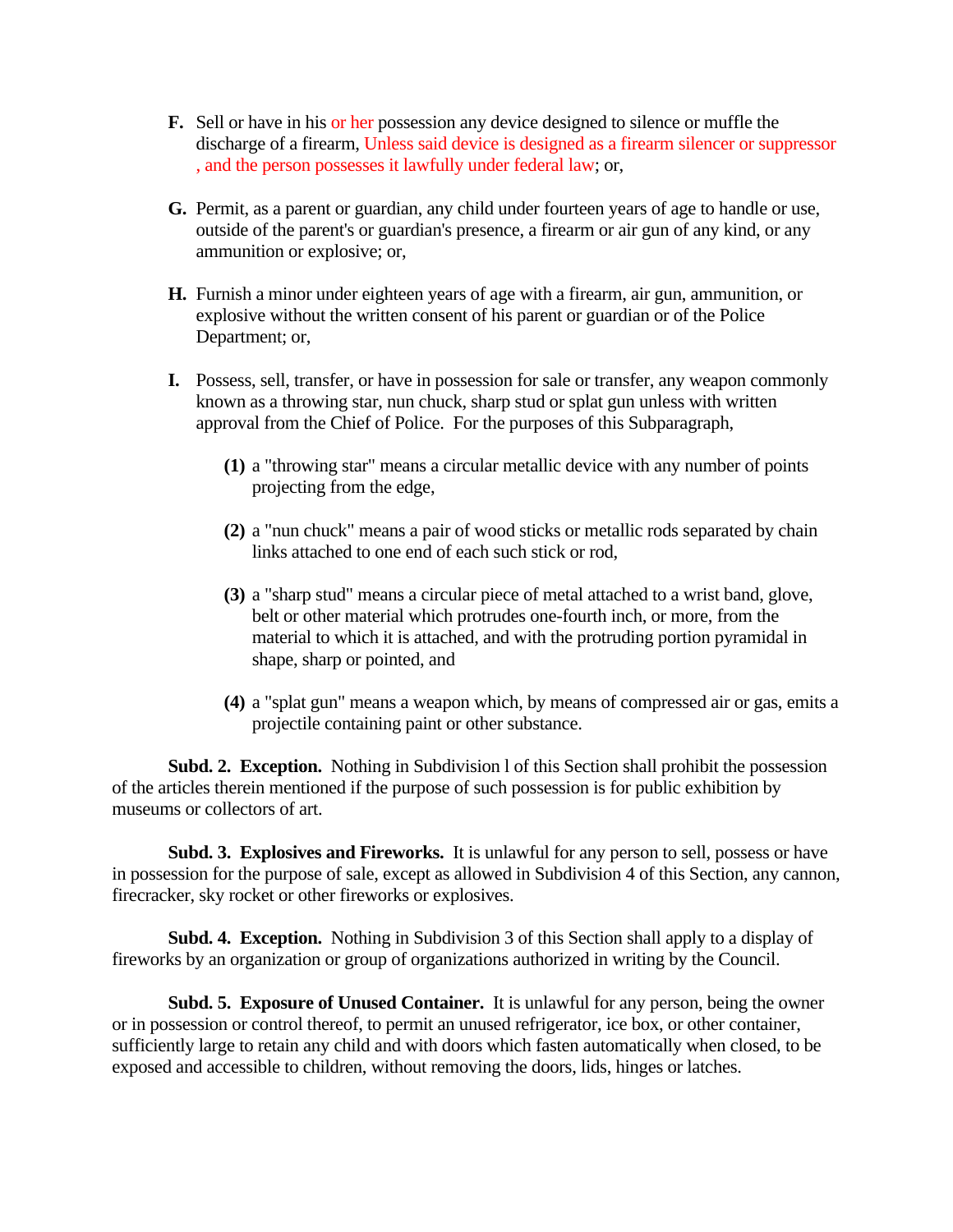**F.** Sell or have in his or her possession any device designed to silence or muffle the discharge of a firearm, Unless said device is designed as a firearm silencer or suppressor , and the person possesses it lawfully under federal law; or,

**G.** Permit, as a parent or guardian, any child under fourteen years of age to handle or use, outside of the parent's or guardian's presence, a firearm or air gun of any kind, or any ammunition or explosive; or,

**H.** Furnish a minor under eighteen years of age with a firearm, air gun, ammunition, or explosive without the written consent of his parent or guardian or of the Police Department; or,

**I.** Possess, sell, transfer, or have in possession for sale or transfer, any weapon commonly known as a throwing star, nun chuck, sharp stud or splat gun unless with written approval from the Chief of Police. For the purposes of this Subparagraph,

**(1)** a "throwing star" means a circular metallic device with any number of points projecting from the edge,

**(2)** a "nun chuck" means a pair of wood sticks or metallic rods separated by chain links attached to one end of each such stick or rod,

**(3)** a "sharp stud" means a circular piece of metal attached to a wrist band, glove, belt or other material which protrudes one-fourth inch, or more, from the material to which it is attached, and with the protruding portion pyramidal in shape, sharp or pointed, and

**(4)** a "splat gun" means a weapon which, by means of compressed air or gas, emits a projectile containing paint or other substance.

**Subd. 2. Exception.** Nothing in Subdivision l of this Section shall prohibit the possession of the articles therein mentioned if the purpose of such possession is for public exhibition by museums or collectors of art.

**Subd. 3. Explosives and Fireworks.** It is unlawful for any person to sell, possess or have in possession for the purpose of sale, except as allowed in Subdivision 4 of this Section, any cannon, firecracker, sky rocket or other fireworks or explosives.

**Subd. 4. Exception.** Nothing in Subdivision 3 of this Section shall apply to a display of fireworks by an organization or group of organizations authorized in writing by the Council.

**Subd. 5. Exposure of Unused Container.** It is unlawful for any person, being the owner or in possession or control thereof, to permit an unused refrigerator, ice box, or other container, sufficiently large to retain any child and with doors which fasten automatically when closed, to be exposed and accessible to children, without removing the doors, lids, hinges or latches.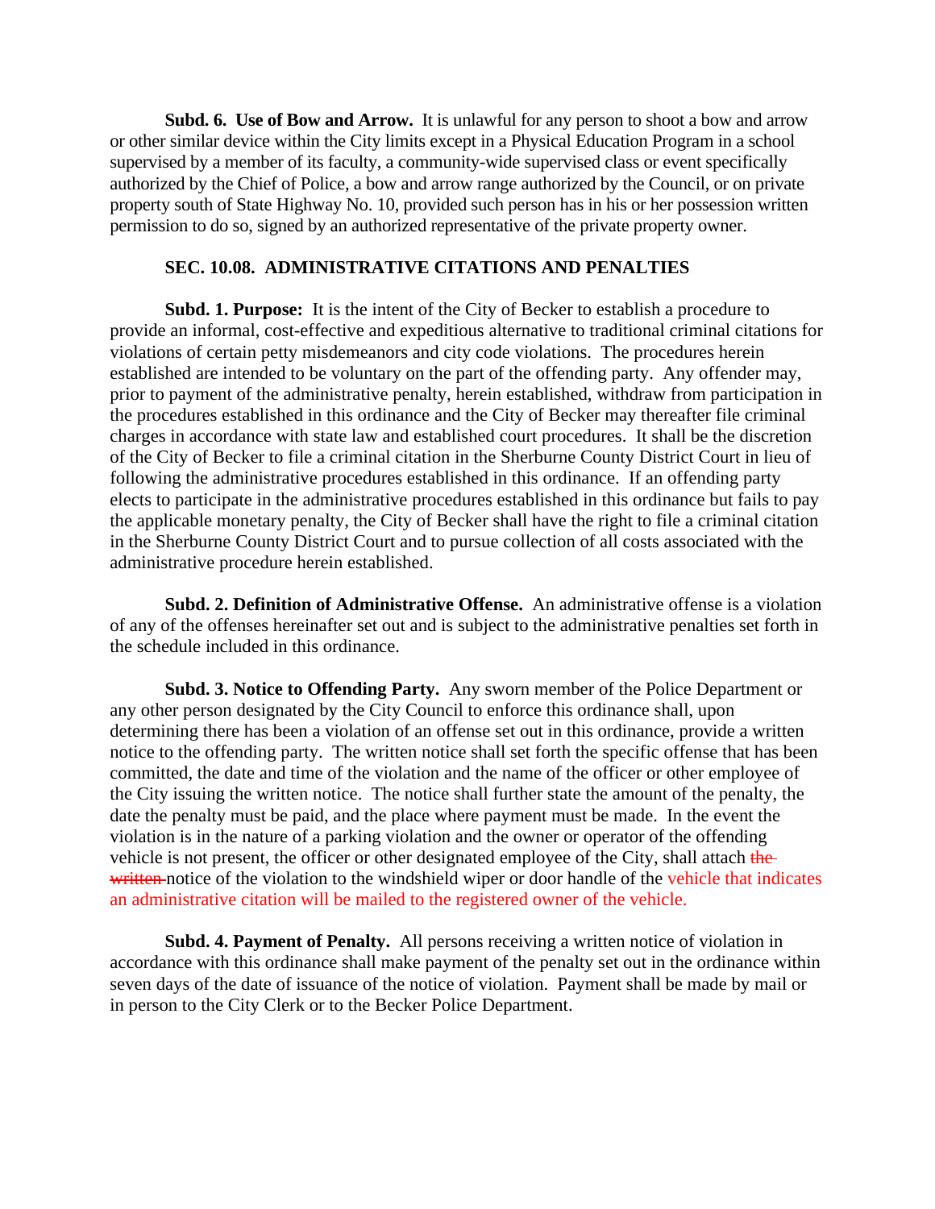**Subd. 6. Use of Bow and Arrow.** It is unlawful for any person to shoot a bow and arrow or other similar device within the City limits except in a Physical Education Program in a school supervised by a member of its faculty, a community-wide supervised class or event specifically authorized by the Chief of Police, a bow and arrow range authorized by the Council, or on private property south of State Highway No. 10, provided such person has in his or her possession written permission to do so, signed by an authorized representative of the private property owner.

## SEC. 10.08. ADMINISTRATIVE CITATIONS AND PENALTIES

**Subd. 1. Purpose:** It is the intent of the City of Becker to establish a procedure to provide an informal, cost-effective and expeditious alternative to traditional criminal citations for violations of certain petty misdemeanors and city code violations. The procedures herein established are intended to be voluntary on the part of the offending party. Any offender may, prior to payment of the administrative penalty, herein established, withdraw from participation in the procedures established in this ordinance and the City of Becker may thereafter file criminal charges in accordance with state law and established court procedures. It shall be the discretion of the City of Becker to file a criminal citation in the Sherburne County District Court in lieu of following the administrative procedures established in this ordinance. If an offending party elects to participate in the administrative procedures established in this ordinance but fails to pay the applicable monetary penalty, the City of Becker shall have the right to file a criminal citation in the Sherburne County District Court and to pursue collection of all costs associated with the administrative procedure herein established.

**Subd. 2. Definition of Administrative Offense.** An administrative offense is a violation of any of the offenses hereinafter set out and is subject to the administrative penalties set forth in the schedule included in this ordinance.

**Subd. 3. Notice to Offending Party.** Any sworn member of the Police Department or any other person designated by the City Council to enforce this ordinance shall, upon determining there has been a violation of an offense set out in this ordinance, provide a written notice to the offending party. The written notice shall set forth the specific offense that has been committed, the date and time of the violation and the name of the officer or other employee of the City issuing the written notice. The notice shall further state the amount of the penalty, the date the penalty must be paid, and the place where payment must be made. In the event the violation is in the nature of a parking violation and the owner or operator of the offending vehicle is not present, the officer or other designated employee of the City, shall attach ~~the written~~ notice of the violation to the windshield wiper or door handle of the vehicle that indicates an administrative citation will be mailed to the registered owner of the vehicle.

**Subd. 4. Payment of Penalty.** All persons receiving a written notice of violation in accordance with this ordinance shall make payment of the penalty set out in the ordinance within seven days of the date of issuance of the notice of violation. Payment shall be made by mail or in person to the City Clerk or to the Becker Police Department.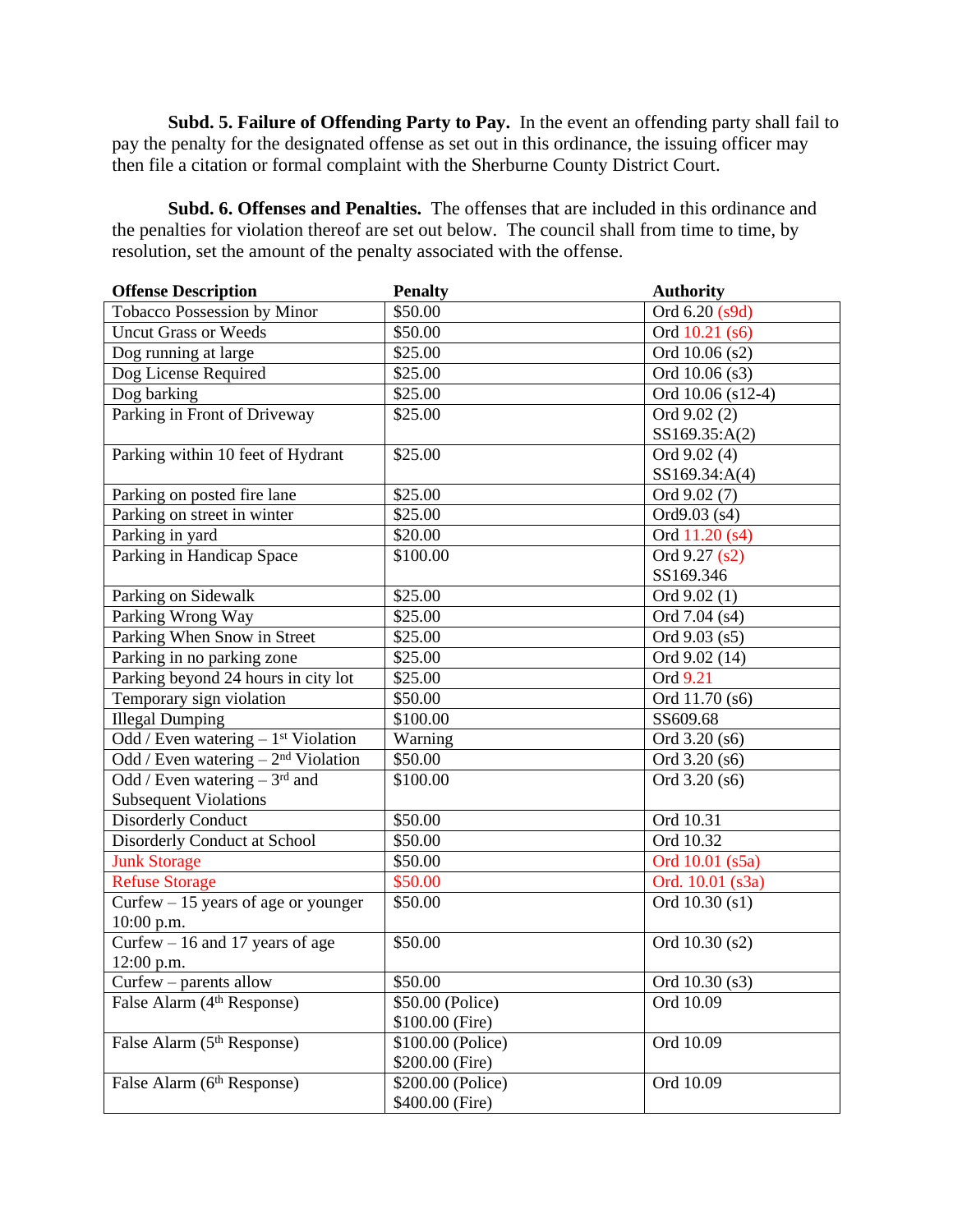**Subd. 5. Failure of Offending Party to Pay.** In the event an offending party shall fail to pay the penalty for the designated offense as set out in this ordinance, the issuing officer may then file a citation or formal complaint with the Sherburne County District Court.

**Subd. 6. Offenses and Penalties.** The offenses that are included in this ordinance and the penalties for violation thereof are set out below. The council shall from time to time, by resolution, set the amount of the penalty associated with the offense.

| Offense Description | Penalty | Authority |
|---|---|---|
| Tobacco Possession by Minor | $50.00 | Ord 6.20 (s9d) |
| Uncut Grass or Weeds | $50.00 | Ord 10.21 (s6) |
| Dog running at large | $25.00 | Ord 10.06 (s2) |
| Dog License Required | $25.00 | Ord 10.06 (s3) |
| Dog barking | $25.00 | Ord 10.06 (s12-4) |
| Parking in Front of Driveway | $25.00 | Ord 9.02 (2) SS169.35:A(2) |
| Parking within 10 feet of Hydrant | $25.00 | Ord 9.02 (4) SS169.34:A(4) |
| Parking on posted fire lane | $25.00 | Ord 9.02 (7) |
| Parking on street in winter | $25.00 | Ord9.03 (s4) |
| Parking in yard | $20.00 | Ord 11.20 (s4) |
| Parking in Handicap Space | $100.00 | Ord 9.27 (s2) SS169.346 |
| Parking on Sidewalk | $25.00 | Ord 9.02 (1) |
| Parking Wrong Way | $25.00 | Ord 7.04 (s4) |
| Parking When Snow in Street | $25.00 | Ord 9.03 (s5) |
| Parking in no parking zone | $25.00 | Ord 9.02 (14) |
| Parking beyond 24 hours in city lot | $25.00 | Ord 9.21 |
| Temporary sign violation | $50.00 | Ord 11.70 (s6) |
| Illegal Dumping | $100.00 | SS609.68 |
| Odd / Even watering – 1st Violation | Warning | Ord 3.20 (s6) |
| Odd / Even watering – 2nd Violation | $50.00 | Ord 3.20 (s6) |
| Odd / Even watering – 3rd and Subsequent Violations | $100.00 | Ord 3.20 (s6) |
| Disorderly Conduct | $50.00 | Ord 10.31 |
| Disorderly Conduct at School | $50.00 | Ord 10.32 |
| Junk Storage | $50.00 | Ord 10.01 (s5a) |
| Refuse Storage | $50.00 | Ord. 10.01 (s3a) |
| Curfew – 15 years of age or younger 10:00 p.m. | $50.00 | Ord 10.30 (s1) |
| Curfew – 16 and 17 years of age 12:00 p.m. | $50.00 | Ord 10.30 (s2) |
| Curfew – parents allow | $50.00 | Ord 10.30 (s3) |
| False Alarm (4th Response) | $50.00 (Police) $100.00 (Fire) | Ord 10.09 |
| False Alarm (5th Response) | $100.00 (Police) $200.00 (Fire) | Ord 10.09 |
| False Alarm (6th Response) | $200.00 (Police) $400.00 (Fire) | Ord 10.09 |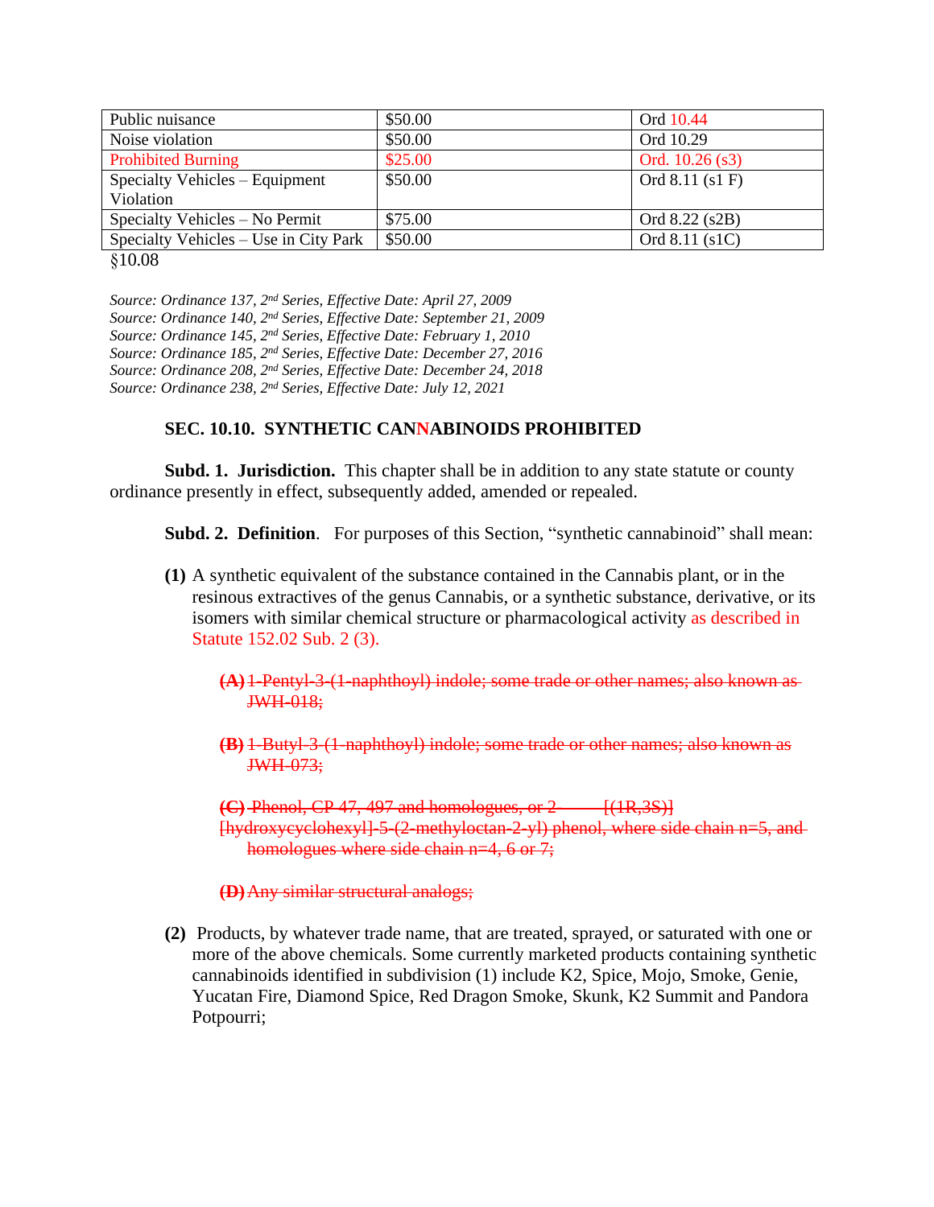| Public nuisance | $50.00 | Ord 10.44 |
|---|---|---|
| Noise violation | $50.00 | Ord 10.29 |
| Prohibited Burning | $25.00 | Ord. 10.26 (s3) |
| Specialty Vehicles – Equipment Violation | $50.00 | Ord 8.11 (s1 F) |
| Specialty Vehicles – No Permit | $75.00 | Ord 8.22 (s2B) |
| Specialty Vehicles – Use in City Park | $50.00 | Ord 8.11 (s1C) |

§10.08

*Source: Ordinance 137, 2nd Series, Effective Date: April 27, 2009*
*Source: Ordinance 140, 2nd Series, Effective Date: September 21, 2009*
*Source: Ordinance 145, 2nd Series, Effective Date: February 1, 2010*
*Source: Ordinance 185, 2nd Series, Effective Date: December 27, 2016*
*Source: Ordinance 208, 2nd Series, Effective Date: December 24, 2018*
*Source: Ordinance 238, 2nd Series, Effective Date: July 12, 2021*

## SEC. 10.10. SYNTHETIC CANNABINOIDS PROHIBITED

**Subd. 1. Jurisdiction.** This chapter shall be in addition to any state statute or county ordinance presently in effect, subsequently added, amended or repealed.

**Subd. 2. Definition**. For purposes of this Section, "synthetic cannabinoid" shall mean:

**(1)** A synthetic equivalent of the substance contained in the Cannabis plant, or in the resinous extractives of the genus Cannabis, or a synthetic substance, derivative, or its isomers with similar chemical structure or pharmacological activity as described in Statute 152.02 Sub. 2 (3).

~~**(A)** 1-Pentyl-3-(1-naphthoyl) indole; some trade or other names; also known as JWH-018;~~

~~**(B)** 1-Butyl-3-(1-naphthoyl) indole; some trade or other names; also known as JWH-073;~~

~~**(C)** Phenol, CP 47, 497 and homologues, or 2 [(1R,3S)] [hydroxycyclohexyl]-5-(2-methyloctan-2-yl) phenol, where side chain n=5, and homologues where side chain n=4, 6 or 7;~~

~~**(D)** Any similar structural analogs;~~

**(2)** Products, by whatever trade name, that are treated, sprayed, or saturated with one or more of the above chemicals. Some currently marketed products containing synthetic cannabinoids identified in subdivision (1) include K2, Spice, Mojo, Smoke, Genie, Yucatan Fire, Diamond Spice, Red Dragon Smoke, Skunk, K2 Summit and Pandora Potpourri;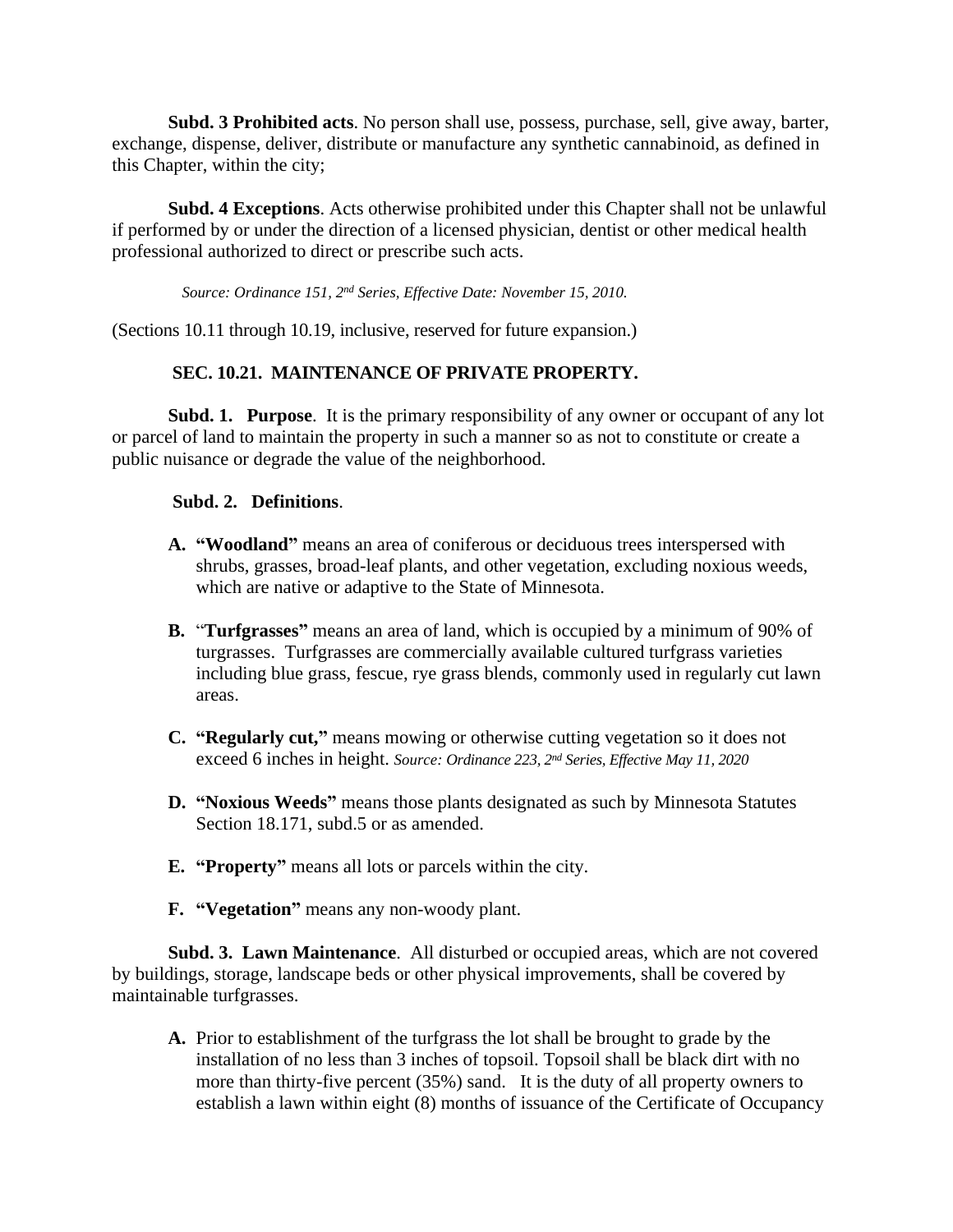**Subd. 3 Prohibited acts**. No person shall use, possess, purchase, sell, give away, barter, exchange, dispense, deliver, distribute or manufacture any synthetic cannabinoid, as defined in this Chapter, within the city;

**Subd. 4 Exceptions**. Acts otherwise prohibited under this Chapter shall not be unlawful if performed by or under the direction of a licensed physician, dentist or other medical health professional authorized to direct or prescribe such acts.

*Source: Ordinance 151, 2nd Series, Effective Date: November 15, 2010.*

(Sections 10.11 through 10.19, inclusive, reserved for future expansion.)

**SEC. 10.21. MAINTENANCE OF PRIVATE PROPERTY.**

**Subd. 1. Purpose**. It is the primary responsibility of any owner or occupant of any lot or parcel of land to maintain the property in such a manner so as not to constitute or create a public nuisance or degrade the value of the neighborhood.

**Subd. 2. Definitions**.

A. **"Woodland"** means an area of coniferous or deciduous trees interspersed with shrubs, grasses, broad-leaf plants, and other vegetation, excluding noxious weeds, which are native or adaptive to the State of Minnesota.

B. "**Turfgrasses"** means an area of land, which is occupied by a minimum of 90% of turgrasses. Turfgrasses are commercially available cultured turfgrass varieties including blue grass, fescue, rye grass blends, commonly used in regularly cut lawn areas.

C. **"Regularly cut,"** means mowing or otherwise cutting vegetation so it does not exceed 6 inches in height. *Source: Ordinance 223, 2nd Series, Effective May 11, 2020*

D. **"Noxious Weeds"** means those plants designated as such by Minnesota Statutes Section 18.171, subd.5 or as amended.

E. **"Property"** means all lots or parcels within the city.

F. **"Vegetation"** means any non-woody plant.

**Subd. 3. Lawn Maintenance**. All disturbed or occupied areas, which are not covered by buildings, storage, landscape beds or other physical improvements, shall be covered by maintainable turfgrasses.

A. Prior to establishment of the turfgrass the lot shall be brought to grade by the installation of no less than 3 inches of topsoil. Topsoil shall be black dirt with no more than thirty-five percent (35%) sand. It is the duty of all property owners to establish a lawn within eight (8) months of issuance of the Certificate of Occupancy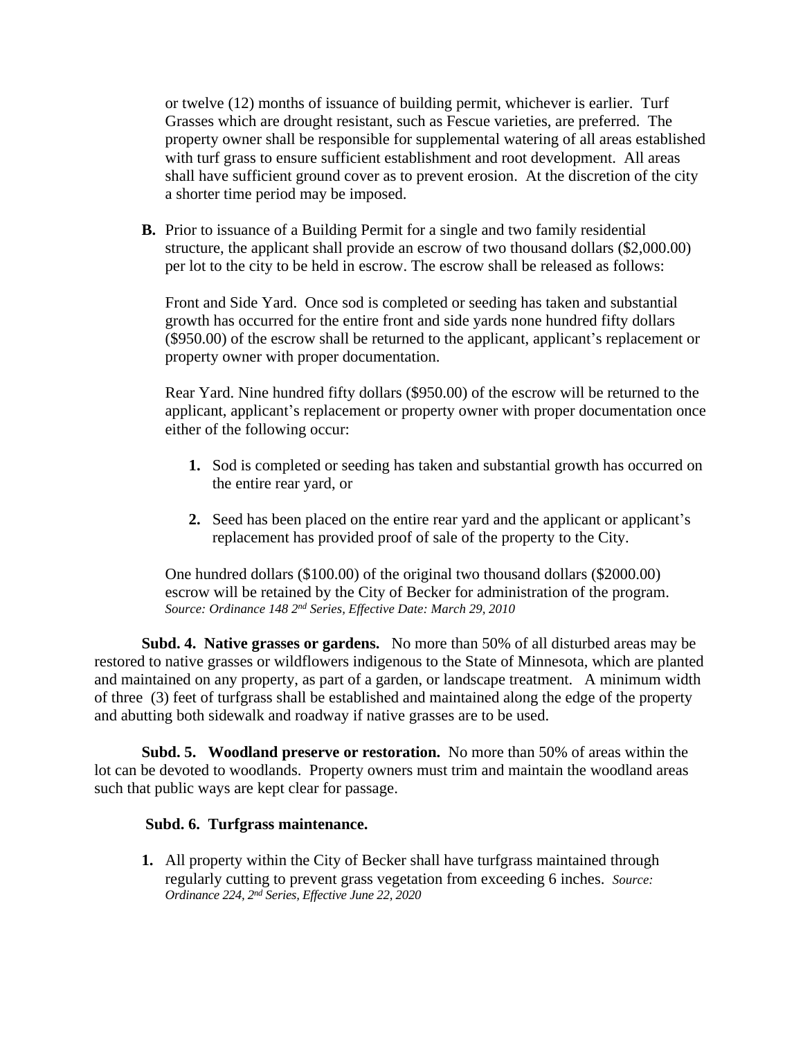or twelve (12) months of issuance of building permit, whichever is earlier. Turf Grasses which are drought resistant, such as Fescue varieties, are preferred. The property owner shall be responsible for supplemental watering of all areas established with turf grass to ensure sufficient establishment and root development. All areas shall have sufficient ground cover as to prevent erosion. At the discretion of the city a shorter time period may be imposed.

**B.** Prior to issuance of a Building Permit for a single and two family residential structure, the applicant shall provide an escrow of two thousand dollars ($2,000.00) per lot to the city to be held in escrow. The escrow shall be released as follows:

Front and Side Yard. Once sod is completed or seeding has taken and substantial growth has occurred for the entire front and side yards none hundred fifty dollars ($950.00) of the escrow shall be returned to the applicant, applicant's replacement or property owner with proper documentation.

Rear Yard. Nine hundred fifty dollars ($950.00) of the escrow will be returned to the applicant, applicant's replacement or property owner with proper documentation once either of the following occur:

1. Sod is completed or seeding has taken and substantial growth has occurred on the entire rear yard, or

2. Seed has been placed on the entire rear yard and the applicant or applicant's replacement has provided proof of sale of the property to the City.

One hundred dollars ($100.00) of the original two thousand dollars ($2000.00) escrow will be retained by the City of Becker for administration of the program. *Source: Ordinance 148 2nd Series, Effective Date: March 29, 2010*

**Subd. 4. Native grasses or gardens.** No more than 50% of all disturbed areas may be restored to native grasses or wildflowers indigenous to the State of Minnesota, which are planted and maintained on any property, as part of a garden, or landscape treatment. A minimum width of three (3) feet of turfgrass shall be established and maintained along the edge of the property and abutting both sidewalk and roadway if native grasses are to be used.

**Subd. 5. Woodland preserve or restoration.** No more than 50% of areas within the lot can be devoted to woodlands. Property owners must trim and maintain the woodland areas such that public ways are kept clear for passage.

**Subd. 6. Turfgrass maintenance.**

1. All property within the City of Becker shall have turfgrass maintained through regularly cutting to prevent grass vegetation from exceeding 6 inches. *Source: Ordinance 224, 2nd Series, Effective June 22, 2020*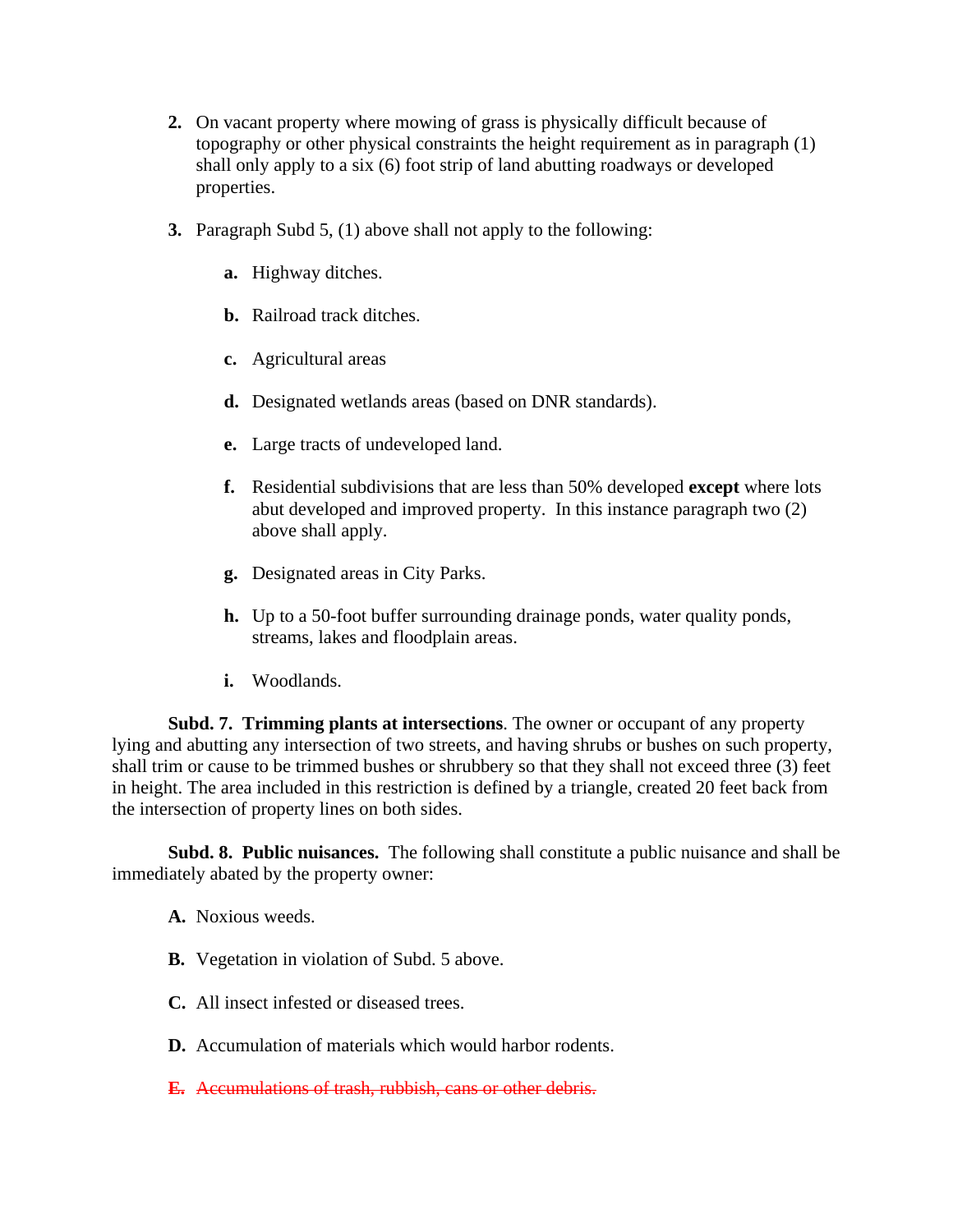2. On vacant property where mowing of grass is physically difficult because of topography or other physical constraints the height requirement as in paragraph (1) shall only apply to a six (6) foot strip of land abutting roadways or developed properties.

3. Paragraph Subd 5, (1) above shall not apply to the following:

   a. Highway ditches.

   b. Railroad track ditches.

   c. Agricultural areas

   d. Designated wetlands areas (based on DNR standards).

   e. Large tracts of undeveloped land.

   f. Residential subdivisions that are less than 50% developed **except** where lots abut developed and improved property. In this instance paragraph two (2) above shall apply.

   g. Designated areas in City Parks.

   h. Up to a 50-foot buffer surrounding drainage ponds, water quality ponds, streams, lakes and floodplain areas.

   i. Woodlands.

**Subd. 7. Trimming plants at intersections**. The owner or occupant of any property lying and abutting any intersection of two streets, and having shrubs or bushes on such property, shall trim or cause to be trimmed bushes or shrubbery so that they shall not exceed three (3) feet in height. The area included in this restriction is defined by a triangle, created 20 feet back from the intersection of property lines on both sides.

**Subd. 8. Public nuisances.** The following shall constitute a public nuisance and shall be immediately abated by the property owner:

**A.** Noxious weeds.

**B.** Vegetation in violation of Subd. 5 above.

**C.** All insect infested or diseased trees.

**D.** Accumulation of materials which would harbor rodents.

~~**E.** Accumulations of trash, rubbish, cans or other debris.~~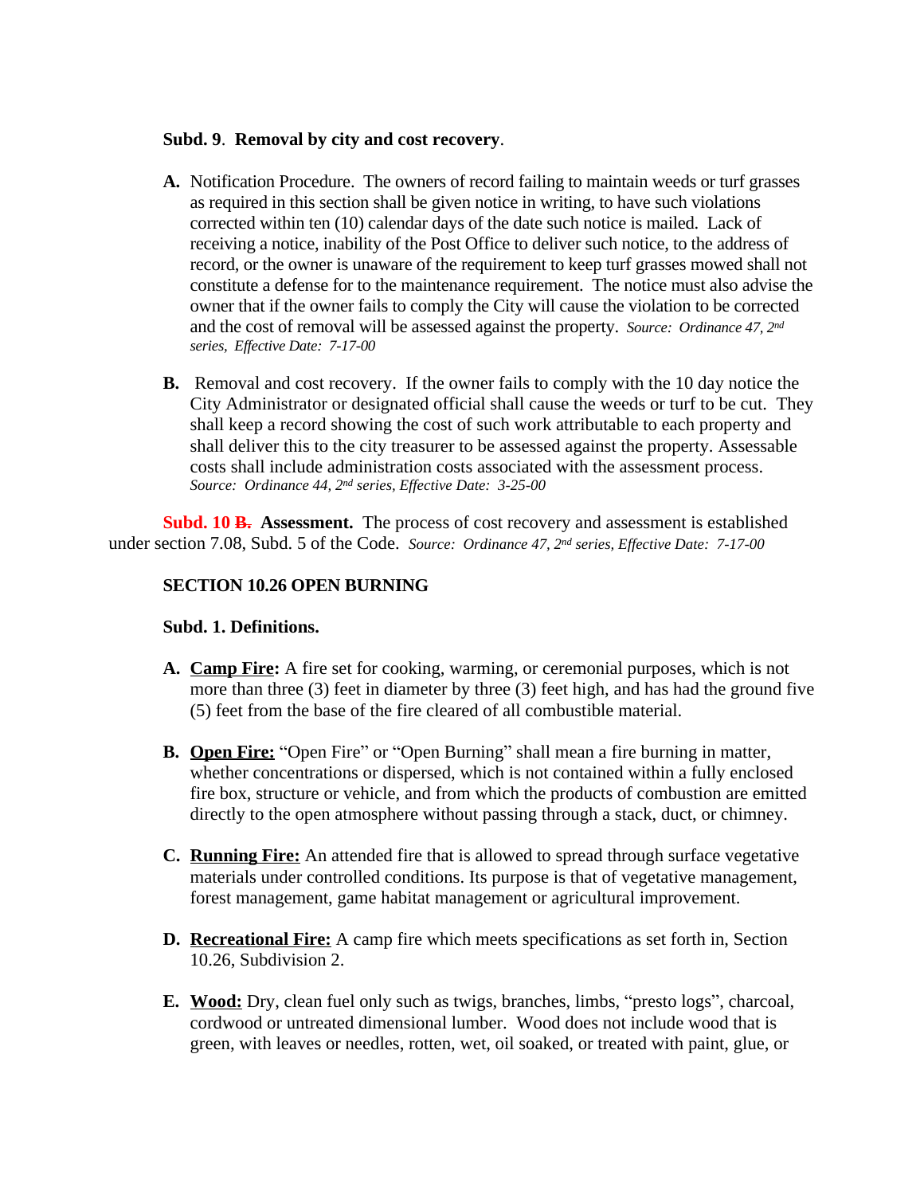**Subd. 9**. **Removal by city and cost recovery**.

**A.** Notification Procedure. The owners of record failing to maintain weeds or turf grasses as required in this section shall be given notice in writing, to have such violations corrected within ten (10) calendar days of the date such notice is mailed. Lack of receiving a notice, inability of the Post Office to deliver such notice, to the address of record, or the owner is unaware of the requirement to keep turf grasses mowed shall not constitute a defense for to the maintenance requirement. The notice must also advise the owner that if the owner fails to comply the City will cause the violation to be corrected and the cost of removal will be assessed against the property. *Source: Ordinance 47, 2nd series, Effective Date: 7-17-00*

**B.** Removal and cost recovery. If the owner fails to comply with the 10 day notice the City Administrator or designated official shall cause the weeds or turf to be cut. They shall keep a record showing the cost of such work attributable to each property and shall deliver this to the city treasurer to be assessed against the property. Assessable costs shall include administration costs associated with the assessment process. *Source: Ordinance 44, 2nd series, Effective Date: 3-25-00*

**Subd. 10** ~~**B.**~~ **Assessment.** The process of cost recovery and assessment is established under section 7.08, Subd. 5 of the Code. *Source: Ordinance 47, 2nd series, Effective Date: 7-17-00*

## SECTION 10.26 OPEN BURNING

**Subd. 1. Definitions.**

**A.** **Camp Fire:** A fire set for cooking, warming, or ceremonial purposes, which is not more than three (3) feet in diameter by three (3) feet high, and has had the ground five (5) feet from the base of the fire cleared of all combustible material.

**B.** **Open Fire:** "Open Fire" or "Open Burning" shall mean a fire burning in matter, whether concentrations or dispersed, which is not contained within a fully enclosed fire box, structure or vehicle, and from which the products of combustion are emitted directly to the open atmosphere without passing through a stack, duct, or chimney.

**C.** **Running Fire:** An attended fire that is allowed to spread through surface vegetative materials under controlled conditions. Its purpose is that of vegetative management, forest management, game habitat management or agricultural improvement.

**D.** **Recreational Fire:** A camp fire which meets specifications as set forth in, Section 10.26, Subdivision 2.

**E.** **Wood:** Dry, clean fuel only such as twigs, branches, limbs, "presto logs", charcoal, cordwood or untreated dimensional lumber. Wood does not include wood that is green, with leaves or needles, rotten, wet, oil soaked, or treated with paint, glue, or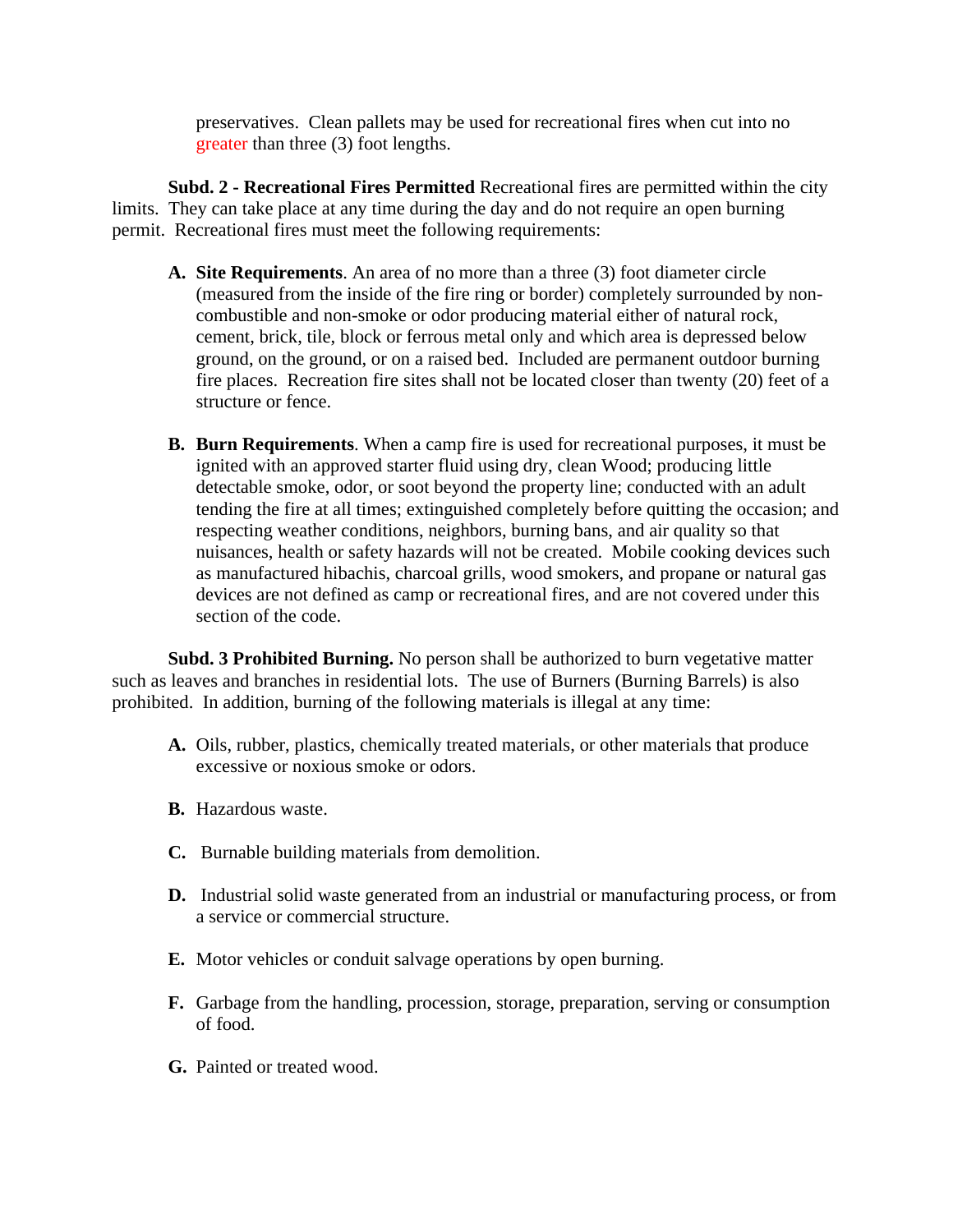preservatives. Clean pallets may be used for recreational fires when cut into no greater than three (3) foot lengths.

**Subd. 2 - Recreational Fires Permitted** Recreational fires are permitted within the city limits. They can take place at any time during the day and do not require an open burning permit. Recreational fires must meet the following requirements:

**A. Site Requirements**. An area of no more than a three (3) foot diameter circle (measured from the inside of the fire ring or border) completely surrounded by non-combustible and non-smoke or odor producing material either of natural rock, cement, brick, tile, block or ferrous metal only and which area is depressed below ground, on the ground, or on a raised bed. Included are permanent outdoor burning fire places. Recreation fire sites shall not be located closer than twenty (20) feet of a structure or fence.

**B. Burn Requirements**. When a camp fire is used for recreational purposes, it must be ignited with an approved starter fluid using dry, clean Wood; producing little detectable smoke, odor, or soot beyond the property line; conducted with an adult tending the fire at all times; extinguished completely before quitting the occasion; and respecting weather conditions, neighbors, burning bans, and air quality so that nuisances, health or safety hazards will not be created. Mobile cooking devices such as manufactured hibachis, charcoal grills, wood smokers, and propane or natural gas devices are not defined as camp or recreational fires, and are not covered under this section of the code.

**Subd. 3 Prohibited Burning.** No person shall be authorized to burn vegetative matter such as leaves and branches in residential lots. The use of Burners (Burning Barrels) is also prohibited. In addition, burning of the following materials is illegal at any time:

**A.** Oils, rubber, plastics, chemically treated materials, or other materials that produce excessive or noxious smoke or odors.

**B.** Hazardous waste.

**C.** Burnable building materials from demolition.

**D.** Industrial solid waste generated from an industrial or manufacturing process, or from a service or commercial structure.

**E.** Motor vehicles or conduit salvage operations by open burning.

**F.** Garbage from the handling, procession, storage, preparation, serving or consumption of food.

**G.** Painted or treated wood.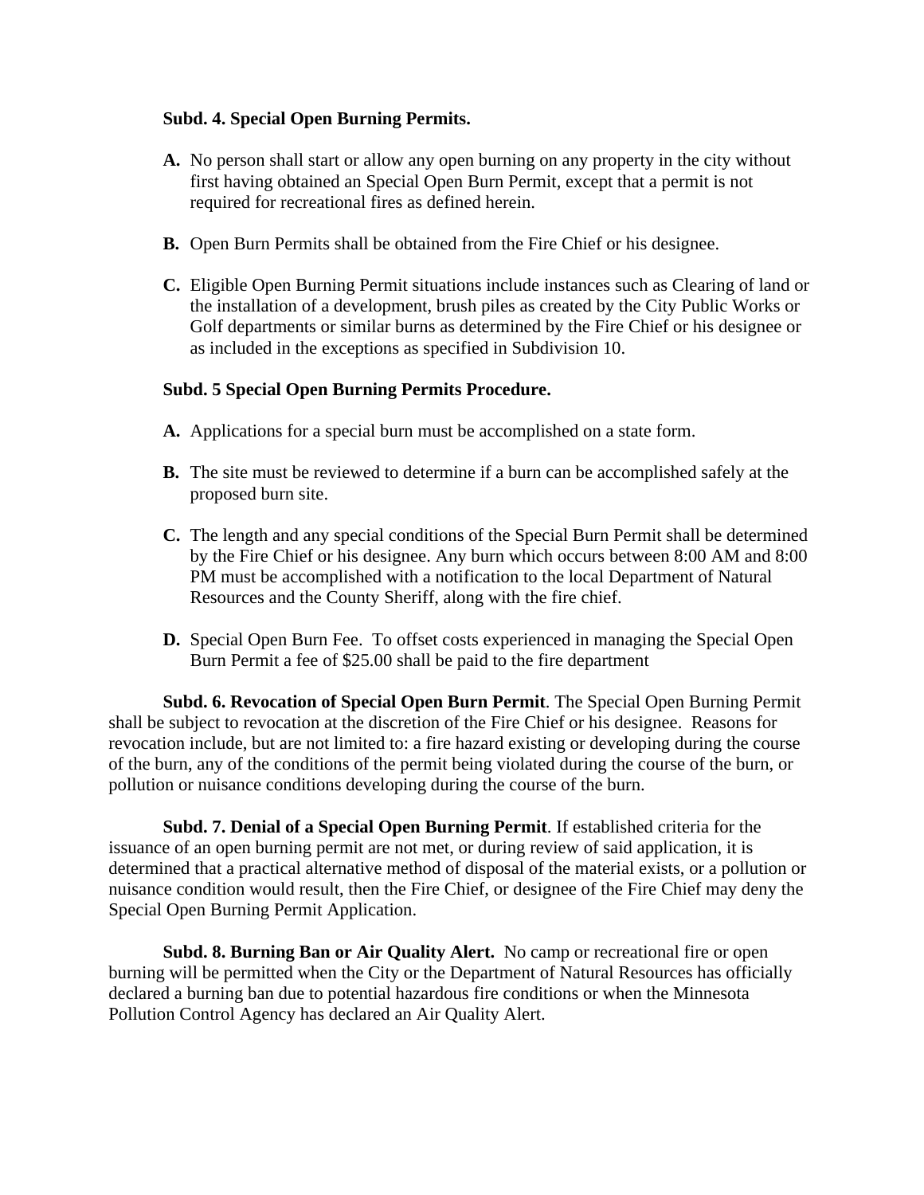**Subd. 4. Special Open Burning Permits.**

**A.** No person shall start or allow any open burning on any property in the city without first having obtained an Special Open Burn Permit, except that a permit is not required for recreational fires as defined herein.

**B.** Open Burn Permits shall be obtained from the Fire Chief or his designee.

**C.** Eligible Open Burning Permit situations include instances such as Clearing of land or the installation of a development, brush piles as created by the City Public Works or Golf departments or similar burns as determined by the Fire Chief or his designee or as included in the exceptions as specified in Subdivision 10.

**Subd. 5 Special Open Burning Permits Procedure.**

**A.** Applications for a special burn must be accomplished on a state form.

**B.** The site must be reviewed to determine if a burn can be accomplished safely at the proposed burn site.

**C.** The length and any special conditions of the Special Burn Permit shall be determined by the Fire Chief or his designee. Any burn which occurs between 8:00 AM and 8:00 PM must be accomplished with a notification to the local Department of Natural Resources and the County Sheriff, along with the fire chief.

**D.** Special Open Burn Fee. To offset costs experienced in managing the Special Open Burn Permit a fee of $25.00 shall be paid to the fire department

**Subd. 6. Revocation of Special Open Burn Permit**. The Special Open Burning Permit shall be subject to revocation at the discretion of the Fire Chief or his designee. Reasons for revocation include, but are not limited to: a fire hazard existing or developing during the course of the burn, any of the conditions of the permit being violated during the course of the burn, or pollution or nuisance conditions developing during the course of the burn.

**Subd. 7. Denial of a Special Open Burning Permit**. If established criteria for the issuance of an open burning permit are not met, or during review of said application, it is determined that a practical alternative method of disposal of the material exists, or a pollution or nuisance condition would result, then the Fire Chief, or designee of the Fire Chief may deny the Special Open Burning Permit Application.

**Subd. 8. Burning Ban or Air Quality Alert.** No camp or recreational fire or open burning will be permitted when the City or the Department of Natural Resources has officially declared a burning ban due to potential hazardous fire conditions or when the Minnesota Pollution Control Agency has declared an Air Quality Alert.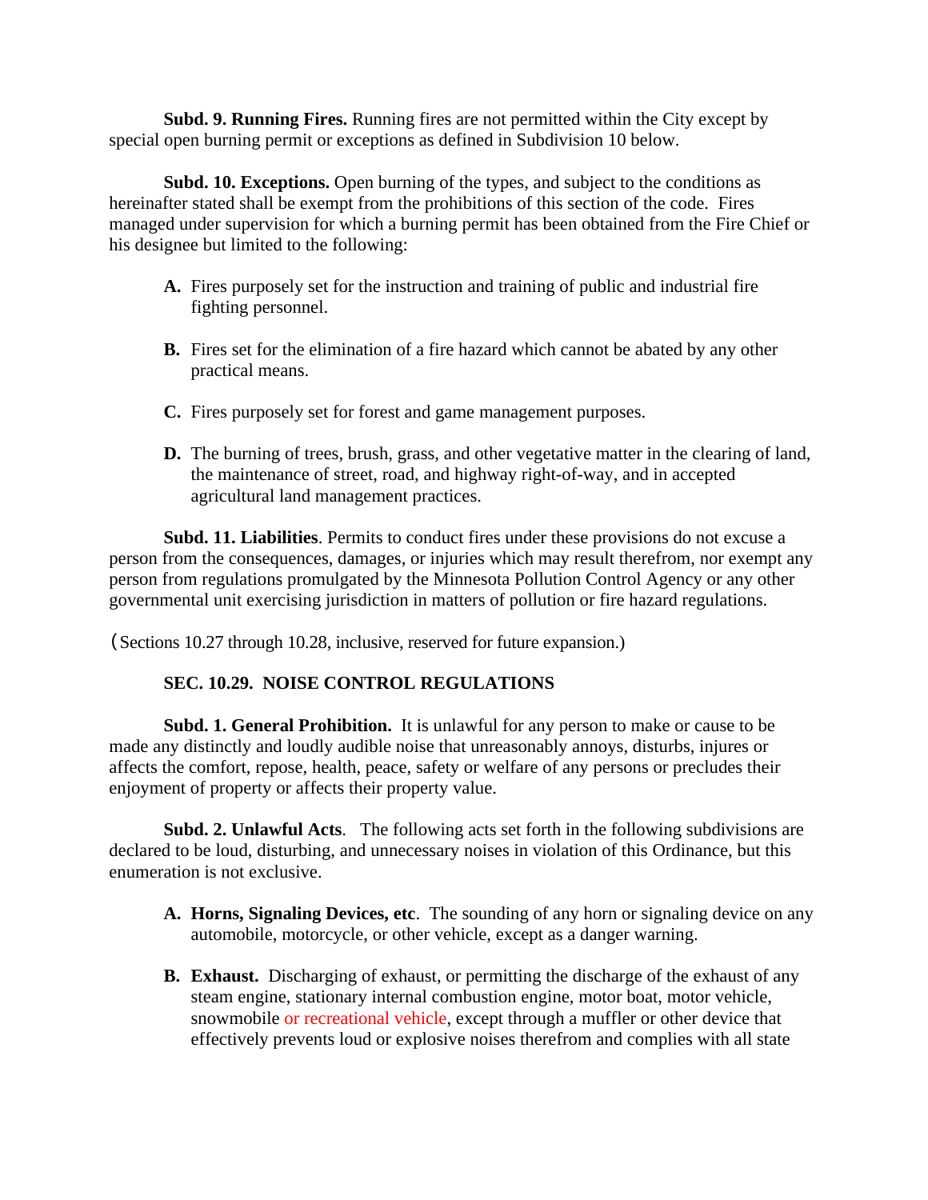**Subd. 9. Running Fires.** Running fires are not permitted within the City except by special open burning permit or exceptions as defined in Subdivision 10 below.

**Subd. 10. Exceptions.** Open burning of the types, and subject to the conditions as hereinafter stated shall be exempt from the prohibitions of this section of the code. Fires managed under supervision for which a burning permit has been obtained from the Fire Chief or his designee but limited to the following:

- **A.** Fires purposely set for the instruction and training of public and industrial fire fighting personnel.
- **B.** Fires set for the elimination of a fire hazard which cannot be abated by any other practical means.
- **C.** Fires purposely set for forest and game management purposes.
- **D.** The burning of trees, brush, grass, and other vegetative matter in the clearing of land, the maintenance of street, road, and highway right-of-way, and in accepted agricultural land management practices.

**Subd. 11. Liabilities**. Permits to conduct fires under these provisions do not excuse a person from the consequences, damages, or injuries which may result therefrom, nor exempt any person from regulations promulgated by the Minnesota Pollution Control Agency or any other governmental unit exercising jurisdiction in matters of pollution or fire hazard regulations.

(Sections 10.27 through 10.28, inclusive, reserved for future expansion.)

**SEC. 10.29. NOISE CONTROL REGULATIONS**

**Subd. 1. General Prohibition.** It is unlawful for any person to make or cause to be made any distinctly and loudly audible noise that unreasonably annoys, disturbs, injures or affects the comfort, repose, health, peace, safety or welfare of any persons or precludes their enjoyment of property or affects their property value.

**Subd. 2. Unlawful Acts**. The following acts set forth in the following subdivisions are declared to be loud, disturbing, and unnecessary noises in violation of this Ordinance, but this enumeration is not exclusive.

- **A. Horns, Signaling Devices, etc**. The sounding of any horn or signaling device on any automobile, motorcycle, or other vehicle, except as a danger warning.
- **B. Exhaust.** Discharging of exhaust, or permitting the discharge of the exhaust of any steam engine, stationary internal combustion engine, motor boat, motor vehicle, snowmobile or recreational vehicle, except through a muffler or other device that effectively prevents loud or explosive noises therefrom and complies with all state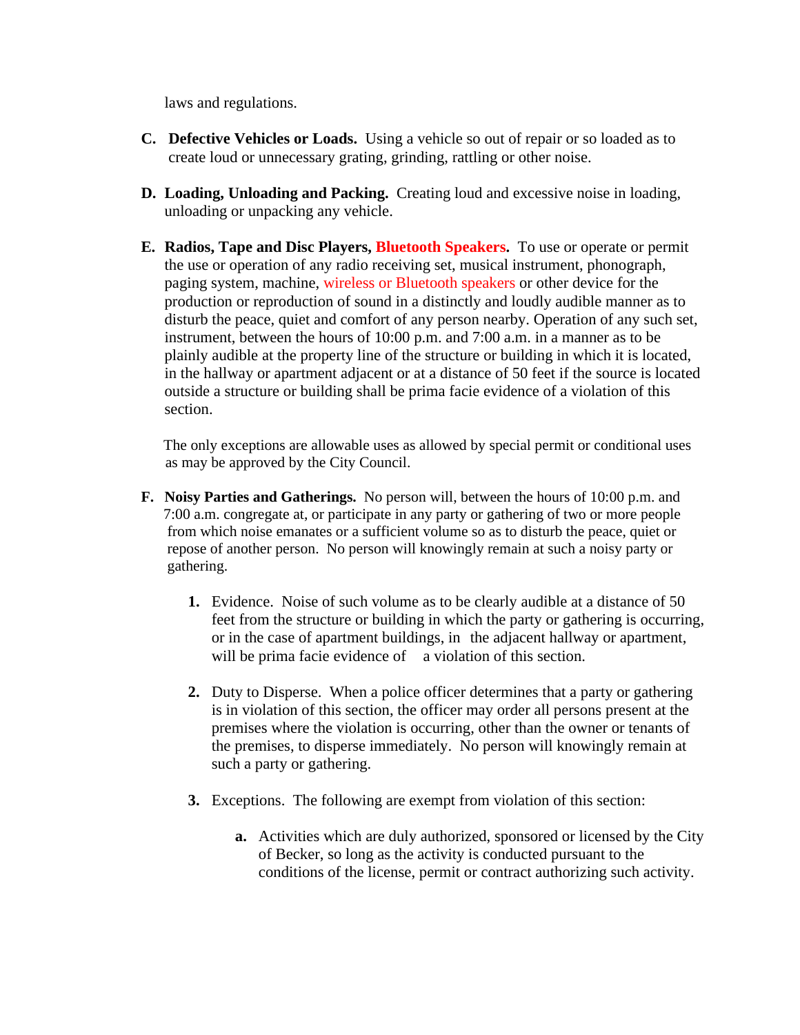laws and regulations.

C. **Defective Vehicles or Loads.** Using a vehicle so out of repair or so loaded as to create loud or unnecessary grating, grinding, rattling or other noise.

D. **Loading, Unloading and Packing.** Creating loud and excessive noise in loading, unloading or unpacking any vehicle.

E. **Radios, Tape and Disc Players, Bluetooth Speakers.** To use or operate or permit the use or operation of any radio receiving set, musical instrument, phonograph, paging system, machine, wireless or Bluetooth speakers or other device for the production or reproduction of sound in a distinctly and loudly audible manner as to disturb the peace, quiet and comfort of any person nearby. Operation of any such set, instrument, between the hours of 10:00 p.m. and 7:00 a.m. in a manner as to be plainly audible at the property line of the structure or building in which it is located, in the hallway or apartment adjacent or at a distance of 50 feet if the source is located outside a structure or building shall be prima facie evidence of a violation of this section.

   The only exceptions are allowable uses as allowed by special permit or conditional uses as may be approved by the City Council.

F. **Noisy Parties and Gatherings.** No person will, between the hours of 10:00 p.m. and 7:00 a.m. congregate at, or participate in any party or gathering of two or more people from which noise emanates or a sufficient volume so as to disturb the peace, quiet or repose of another person. No person will knowingly remain at such a noisy party or gathering.

   1. Evidence. Noise of such volume as to be clearly audible at a distance of 50 feet from the structure or building in which the party or gathering is occurring, or in the case of apartment buildings, in the adjacent hallway or apartment, will be prima facie evidence of a violation of this section.

   2. Duty to Disperse. When a police officer determines that a party or gathering is in violation of this section, the officer may order all persons present at the premises where the violation is occurring, other than the owner or tenants of the premises, to disperse immediately. No person will knowingly remain at such a party or gathering.

   3. Exceptions. The following are exempt from violation of this section:

      a. Activities which are duly authorized, sponsored or licensed by the City of Becker, so long as the activity is conducted pursuant to the conditions of the license, permit or contract authorizing such activity.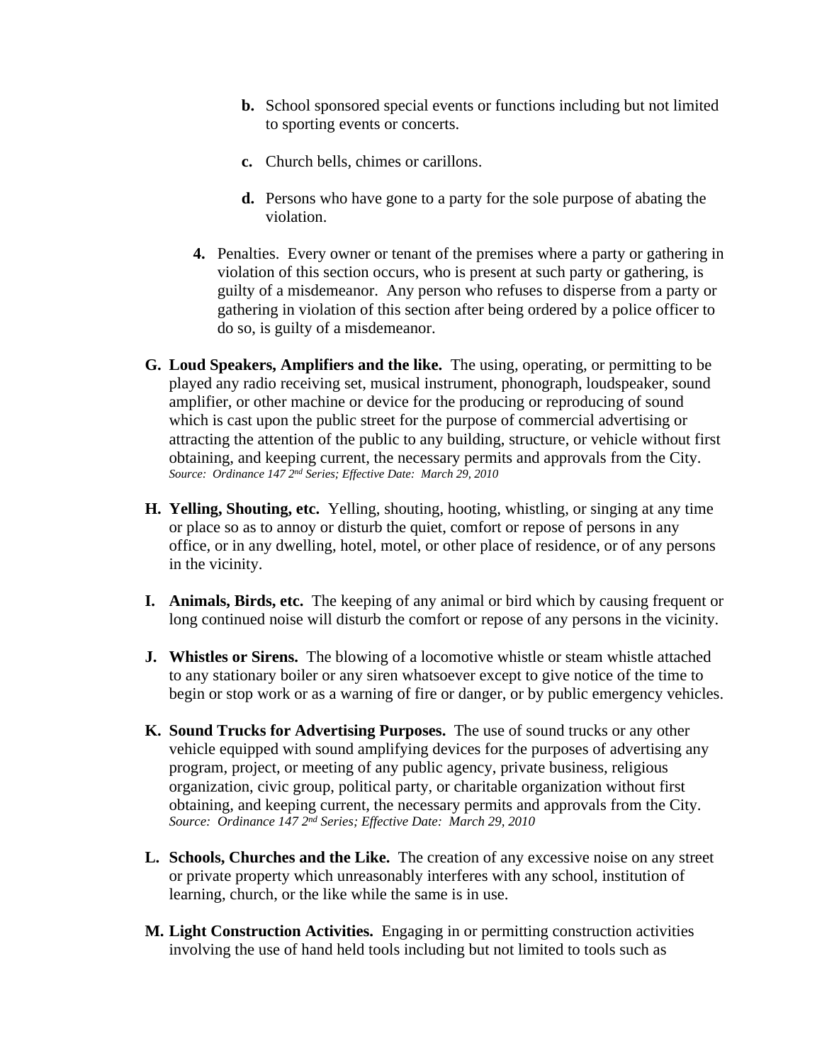- **b.** School sponsored special events or functions including but not limited to sporting events or concerts.

   - **c.** Church bells, chimes or carillons.

   - **d.** Persons who have gone to a party for the sole purpose of abating the violation.

4. Penalties. Every owner or tenant of the premises where a party or gathering in violation of this section occurs, who is present at such party or gathering, is guilty of a misdemeanor. Any person who refuses to disperse from a party or gathering in violation of this section after being ordered by a police officer to do so, is guilty of a misdemeanor.

**G. Loud Speakers, Amplifiers and the like.** The using, operating, or permitting to be played any radio receiving set, musical instrument, phonograph, loudspeaker, sound amplifier, or other machine or device for the producing or reproducing of sound which is cast upon the public street for the purpose of commercial advertising or attracting the attention of the public to any building, structure, or vehicle without first obtaining, and keeping current, the necessary permits and approvals from the City.
*Source: Ordinance 147 2nd Series; Effective Date: March 29, 2010*

**H. Yelling, Shouting, etc.** Yelling, shouting, hooting, whistling, or singing at any time or place so as to annoy or disturb the quiet, comfort or repose of persons in any office, or in any dwelling, hotel, motel, or other place of residence, or of any persons in the vicinity.

**I. Animals, Birds, etc.** The keeping of any animal or bird which by causing frequent or long continued noise will disturb the comfort or repose of any persons in the vicinity.

**J. Whistles or Sirens.** The blowing of a locomotive whistle or steam whistle attached to any stationary boiler or any siren whatsoever except to give notice of the time to begin or stop work or as a warning of fire or danger, or by public emergency vehicles.

**K. Sound Trucks for Advertising Purposes.** The use of sound trucks or any other vehicle equipped with sound amplifying devices for the purposes of advertising any program, project, or meeting of any public agency, private business, religious organization, civic group, political party, or charitable organization without first obtaining, and keeping current, the necessary permits and approvals from the City.
*Source: Ordinance 147 2nd Series; Effective Date: March 29, 2010*

**L. Schools, Churches and the Like.** The creation of any excessive noise on any street or private property which unreasonably interferes with any school, institution of learning, church, or the like while the same is in use.

**M. Light Construction Activities.** Engaging in or permitting construction activities involving the use of hand held tools including but not limited to tools such as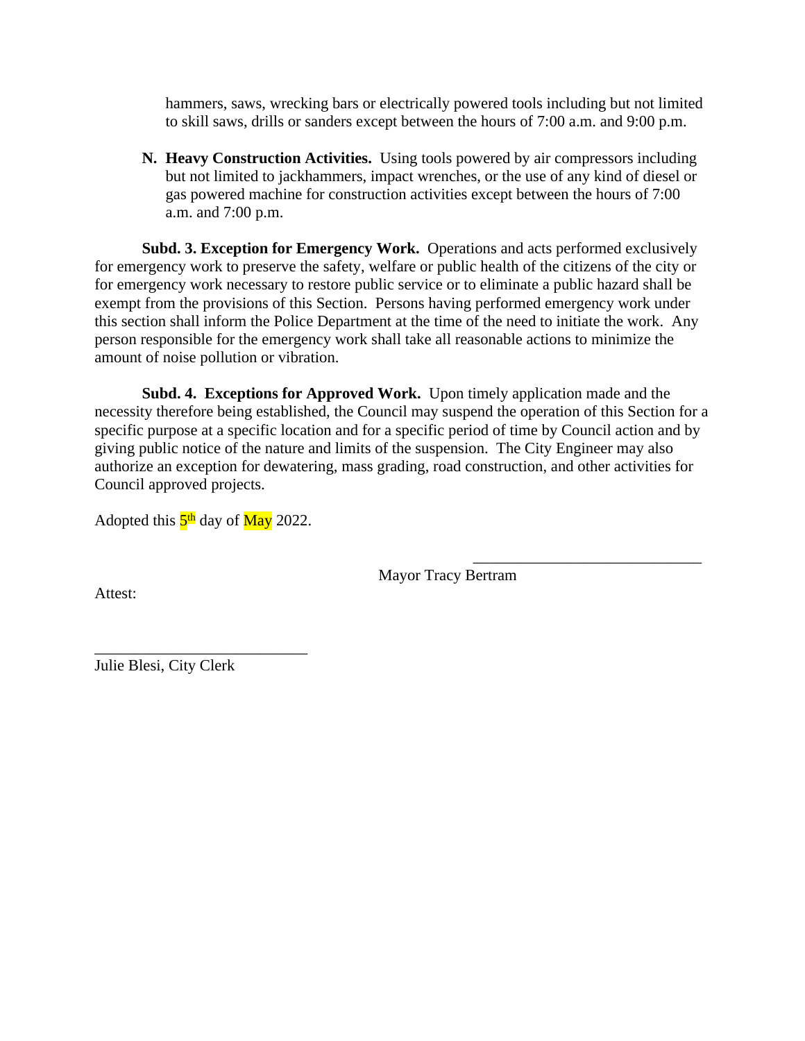hammers, saws, wrecking bars or electrically powered tools including but not limited to skill saws, drills or sanders except between the hours of 7:00 a.m. and 9:00 p.m.

N. **Heavy Construction Activities.** Using tools powered by air compressors including but not limited to jackhammers, impact wrenches, or the use of any kind of diesel or gas powered machine for construction activities except between the hours of 7:00 a.m. and 7:00 p.m.

**Subd. 3. Exception for Emergency Work.** Operations and acts performed exclusively for emergency work to preserve the safety, welfare or public health of the citizens of the city or for emergency work necessary to restore public service or to eliminate a public hazard shall be exempt from the provisions of this Section. Persons having performed emergency work under this section shall inform the Police Department at the time of the need to initiate the work. Any person responsible for the emergency work shall take all reasonable actions to minimize the amount of noise pollution or vibration.

**Subd. 4. Exceptions for Approved Work.** Upon timely application made and the necessity therefore being established, the Council may suspend the operation of this Section for a specific purpose at a specific location and for a specific period of time by Council action and by giving public notice of the nature and limits of the suspension. The City Engineer may also authorize an exception for dewatering, mass grading, road construction, and other activities for Council approved projects.

Adopted this 5th day of May 2022.

______________________________
Mayor Tracy Bertram

Attest:

____________________________
Julie Blesi, City Clerk